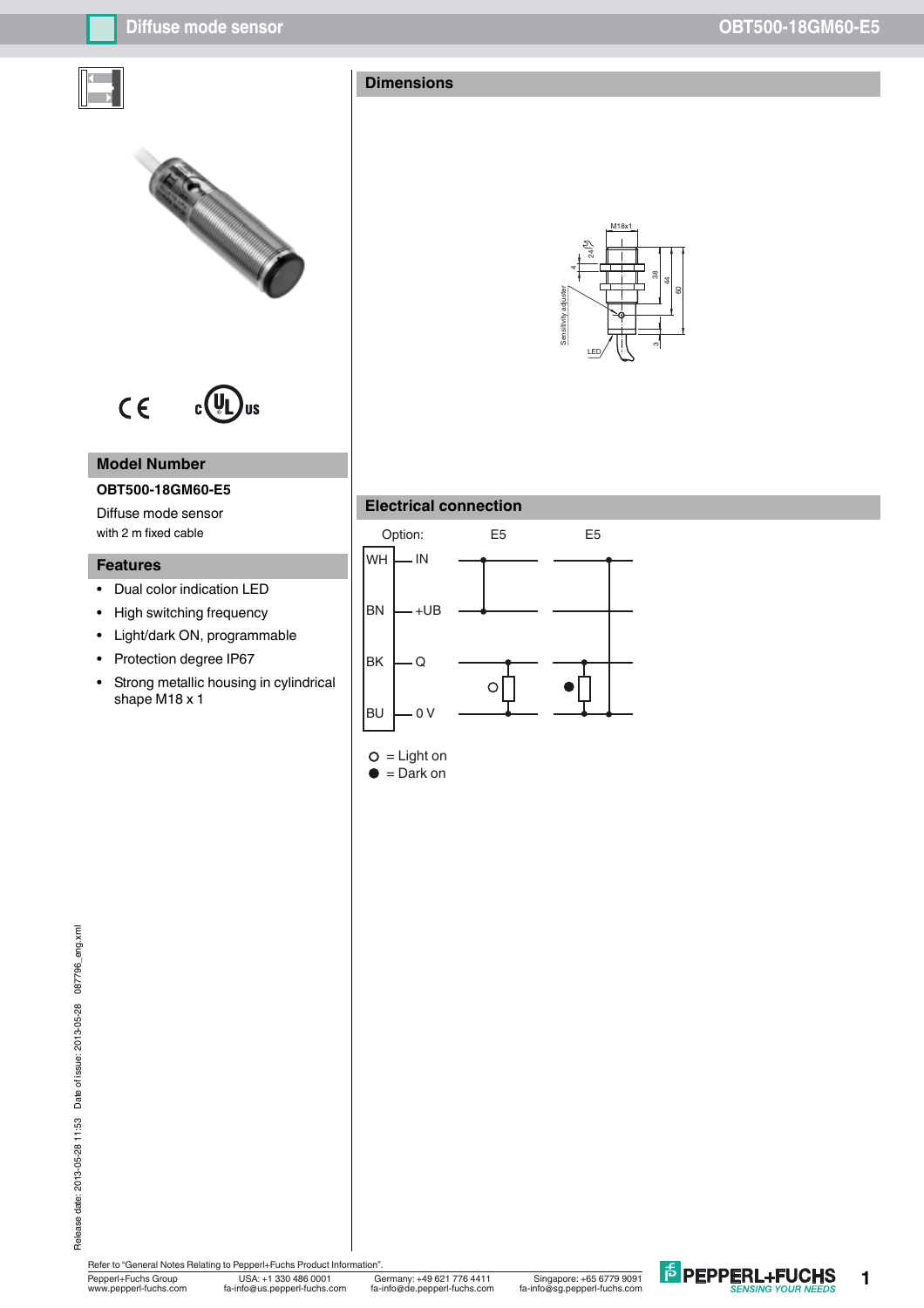## Model Number

**OBT500-18GM60-E5**

Diffuse mode sensor

with 2 m fixed cable

## Features

- Dual color indication LED
- High switching frequency
- Light/dark ON, programmable
- Protection degree IP67
- Strong metallic housing in cylindrical shape M18 x 1

## Dimensions

M18x1

24

4

38

44

60

3

Sensitivity adjuster

LED

## Electrical connection

| Option: | | E5 | E5 |
|---|---|---|---|
| WH | IN | | |
| BN | +UB | | |
| BK | Q | | |
| BU | 0 V | | |

○ = Light on

● = Dark on

Refer to "General Notes Relating to Pepperl+Fuchs Product Information".

Pepperl+Fuchs Group
www.pepperl-fuchs.com

USA: +1 330 486 0001
fa-info@us.pepperl-fuchs.com

Germany: +49 621 776 4411
fa-info@de.pepperl-fuchs.com

Singapore: +65 6779 9091
fa-info@sg.pepperl-fuchs.com

Release date: 2013-05-28 11:53 Date of issue: 2013-05-28 087796_eng.xml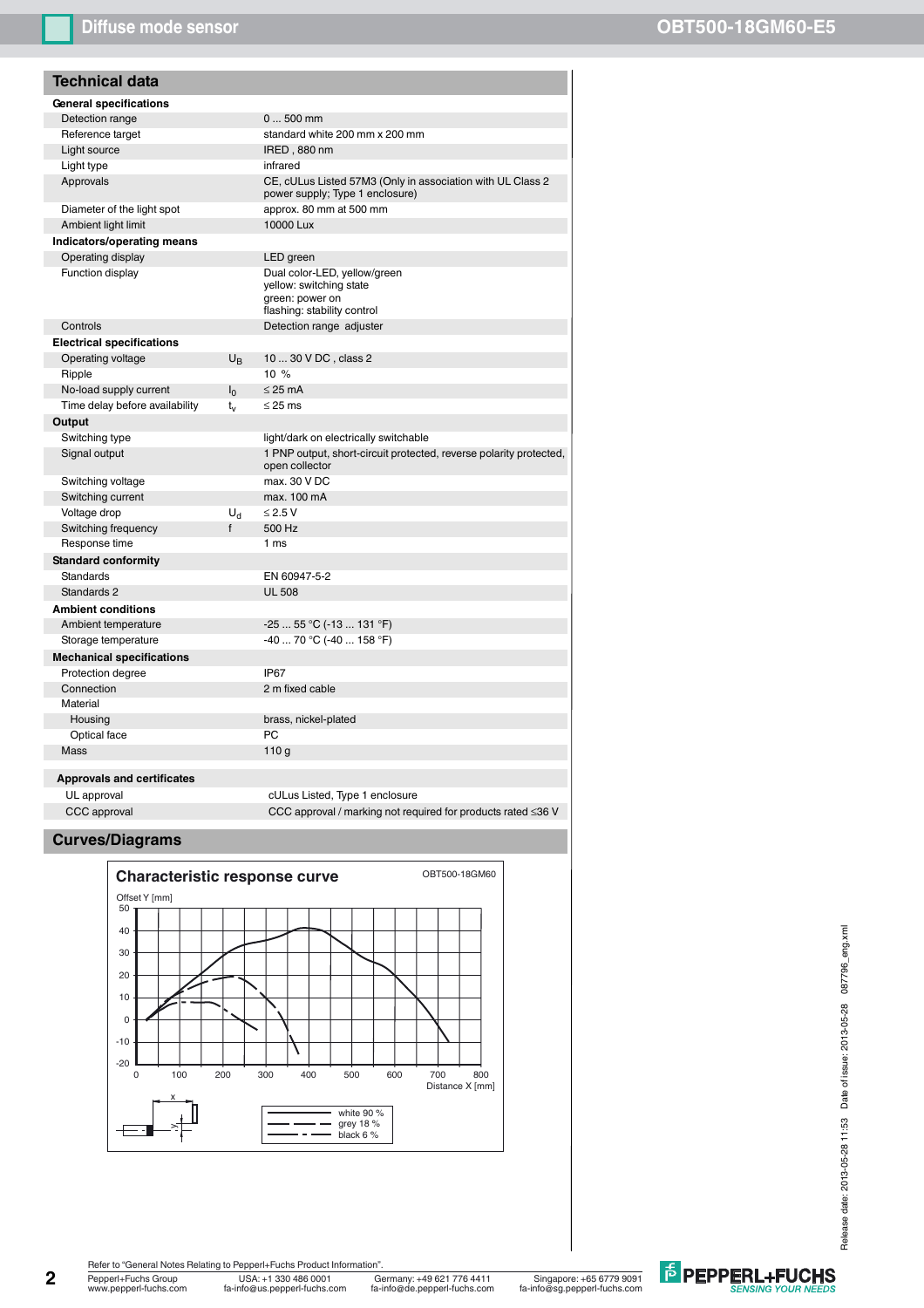## Technical data

| | | |
|---|---|---|
| **General specifications** | | |
| Detection range | | 0 ... 500 mm |
| Reference target | | standard white 200 mm x 200 mm |
| Light source | | IRED , 880 nm |
| Light type | | infrared |
| Approvals | | CE, cULus Listed 57M3 (Only in association with UL Class 2 power supply; Type 1 enclosure) |
| Diameter of the light spot | | approx. 80 mm at 500 mm |
| Ambient light limit | | 10000 Lux |
| **Indicators/operating means** | | |
| Operating display | | LED green |
| Function display | | Dual color-LED, yellow/green<br>yellow: switching state<br>green: power on<br>flashing: stability control |
| Controls | | Detection range adjuster |
| **Electrical specifications** | | |
| Operating voltage | $U_B$ | 10 ... 30 V DC , class 2 |
| Ripple | | 10 % |
| No-load supply current | $I_0$ | ≤ 25 mA |
| Time delay before availability | $t_v$ | ≤ 25 ms |
| **Output** | | |
| Switching type | | light/dark on electrically switchable |
| Signal output | | 1 PNP output, short-circuit protected, reverse polarity protected, open collector |
| Switching voltage | | max. 30 V DC |
| Switching current | | max. 100 mA |
| Voltage drop | $U_d$ | ≤ 2.5 V |
| Switching frequency | f | 500 Hz |
| Response time | | 1 ms |
| **Standard conformity** | | |
| Standards | | EN 60947-5-2 |
| Standards 2 | | UL 508 |
| **Ambient conditions** | | |
| Ambient temperature | | -25 ... 55 °C (-13 ... 131 °F) |
| Storage temperature | | -40 ... 70 °C (-40 ... 158 °F) |
| **Mechanical specifications** | | |
| Protection degree | | IP67 |
| Connection | | 2 m fixed cable |
| Material | | |
| Housing | | brass, nickel-plated |
| Optical face | | PC |
| Mass | | 110 g |

| | |
|---|---|
| **Approvals and certificates** | |
| UL approval | cULus Listed, Type 1 enclosure |
| CCC approval | CCC approval / marking not required for products rated ≤36 V |

## Curves/Diagrams

**Characteristic response curve** — OBT500-18GM60

Offset Y [mm] / Distance X [mm]

Legend: white 90 %, grey 18 %, black 6 %

Refer to "General Notes Relating to Pepperl+Fuchs Product Information".

Pepperl+Fuchs Group www.pepperl-fuchs.com | USA: +1 330 486 0001 fa-info@us.pepperl-fuchs.com | Germany: +49 621 776 4411 fa-info@de.pepperl-fuchs.com | Singapore: +65 6779 9091 fa-info@sg.pepperl-fuchs.com

Release date: 2013-05-28 11:53 Date of issue: 2013-05-28 087796_eng.xml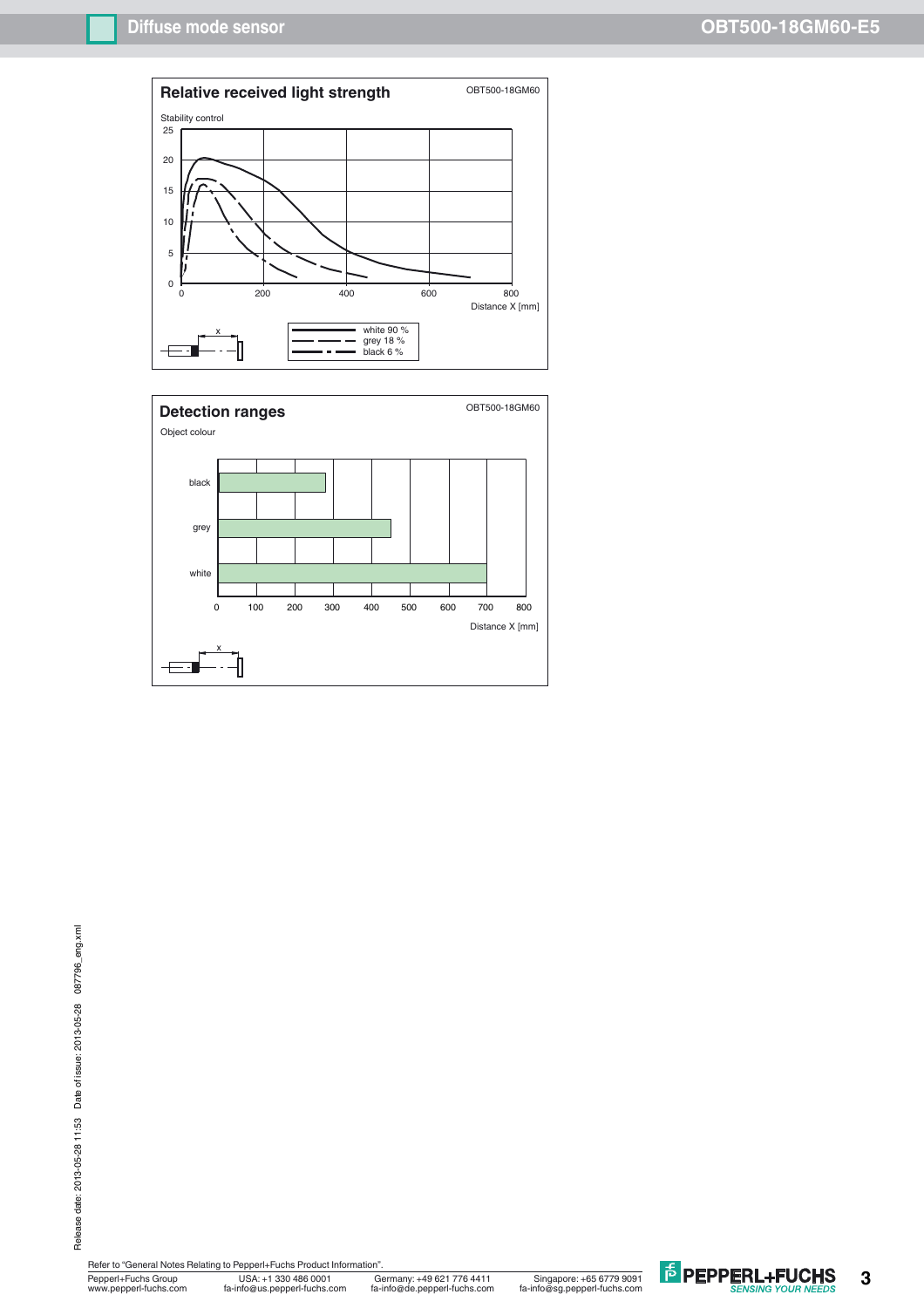## Relative received light strength

OBT500-18GM60

Stability control

25
20
15
10
5
0

0
200
400
600
800

Distance X [mm]

x

white 90 %
grey 18 %
black 6 %

## Detection ranges

OBT500-18GM60

Object colour

black
grey
white

0
100
200
300
400
500
600
700
800

Distance X [mm]

x

Refer to "General Notes Relating to Pepperl+Fuchs Product Information".

Pepperl+Fuchs Group
www.pepperl-fuchs.com

USA: +1 330 486 0001
fa-info@us.pepperl-fuchs.com

Germany: +49 621 776 4411
fa-info@de.pepperl-fuchs.com

Singapore: +65 6779 9091
fa-info@sg.pepperl-fuchs.com

Release date: 2013-05-28 11:53 Date of issue: 2013-05-28 087796_eng.xml